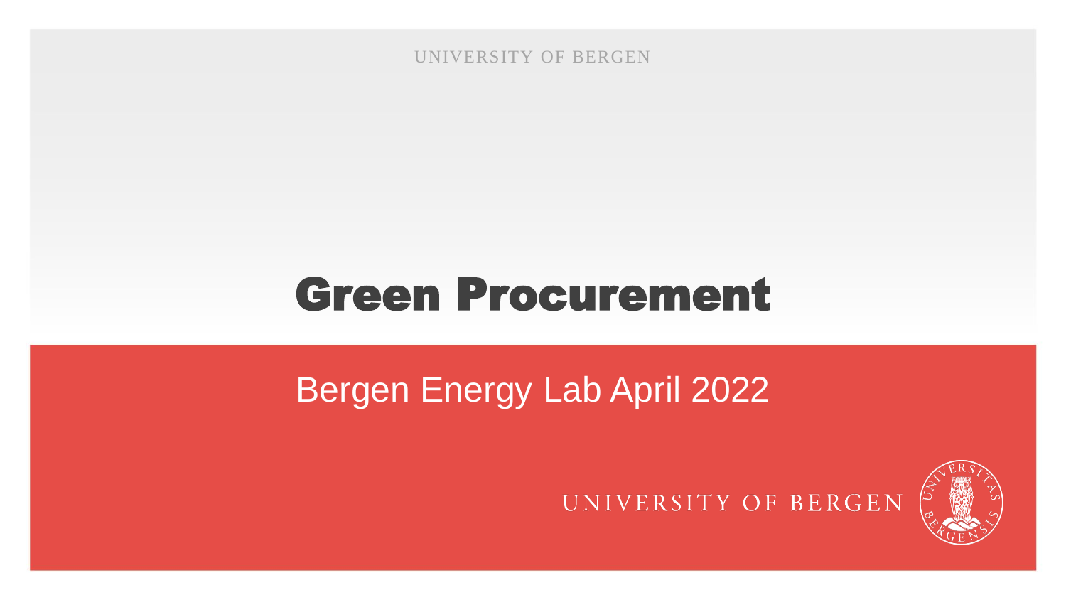UNIVERSITY OF BERGEN

# Green Procurement

Bergen Energy Lab April 2022

UNIVERSITY OF BERGEN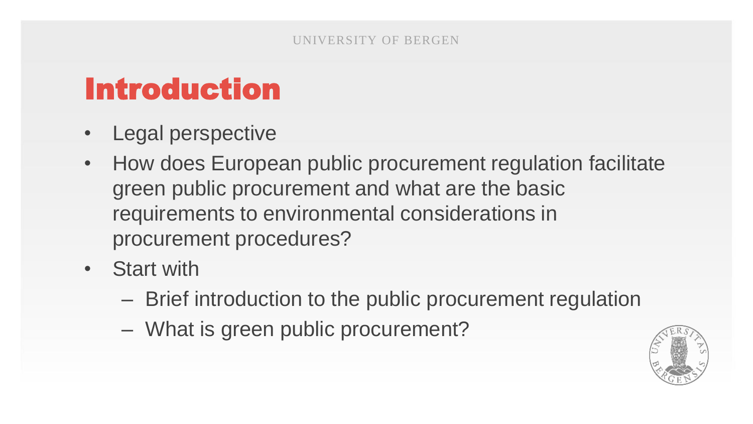# Introduction

- Legal perspective
- How does European public procurement regulation facilitate green public procurement and what are the basic requirements to environmental considerations in procurement procedures?
- Start with
  - Brief introduction to the public procurement regulation
  - What is green public procurement?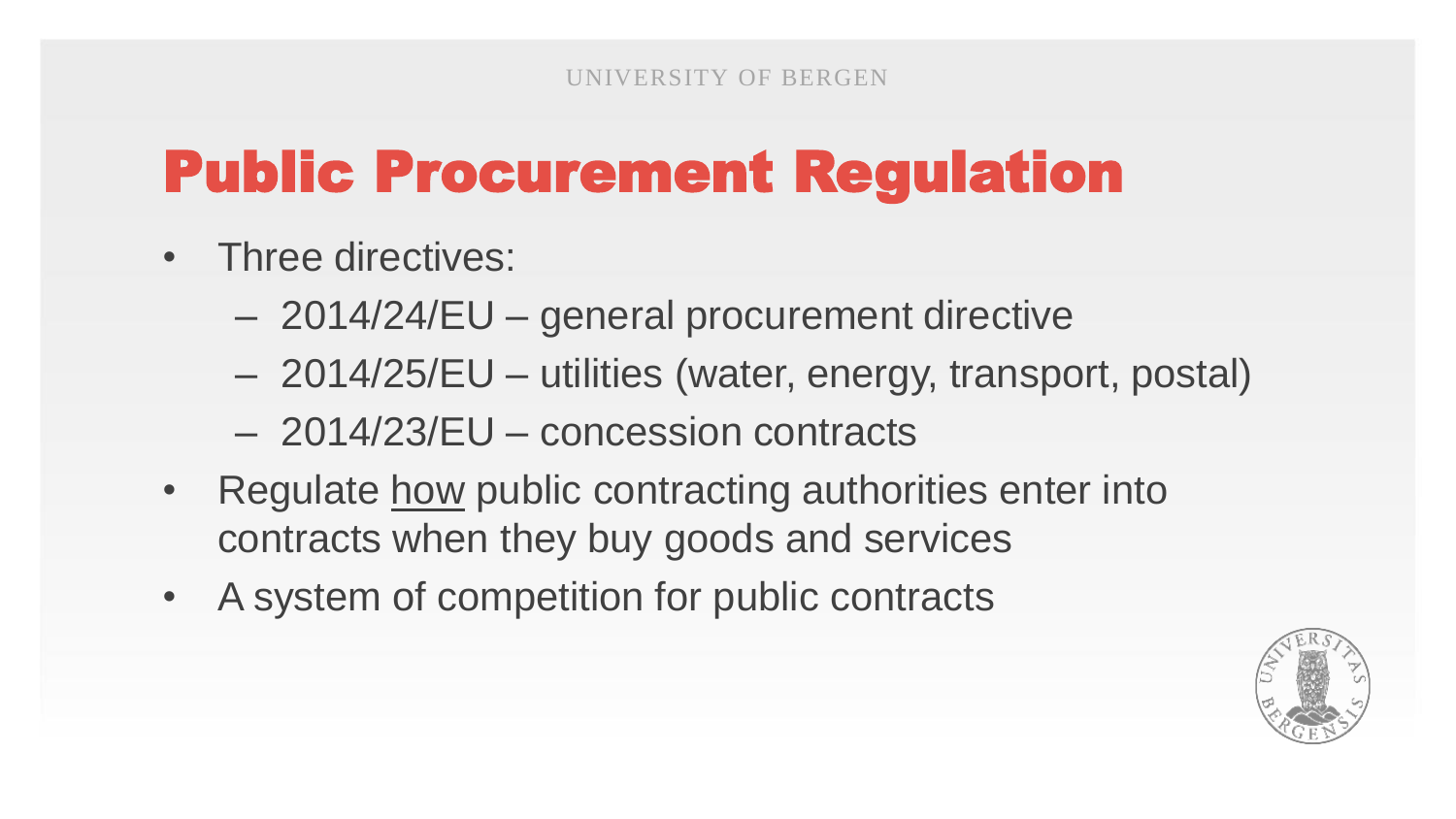# Public Procurement Regulation

- Three directives:
  - 2014/24/EU – general procurement directive
  - 2014/25/EU – utilities (water, energy, transport, postal)
  - 2014/23/EU – concession contracts
- Regulate how public contracting authorities enter into contracts when they buy goods and services
- A system of competition for public contracts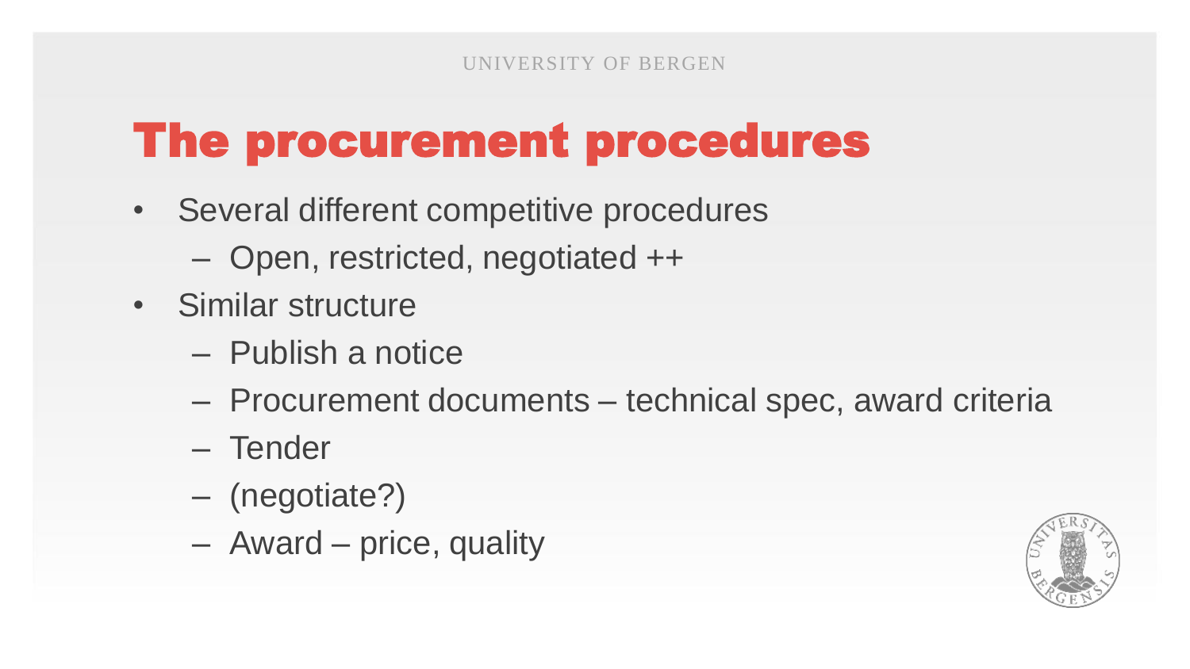# The procurement procedures

- Several different competitive procedures
  - Open, restricted, negotiated ++
- Similar structure
  - Publish a notice
  - Procurement documents – technical spec, award criteria
  - Tender
  - (negotiate?)
  - Award – price, quality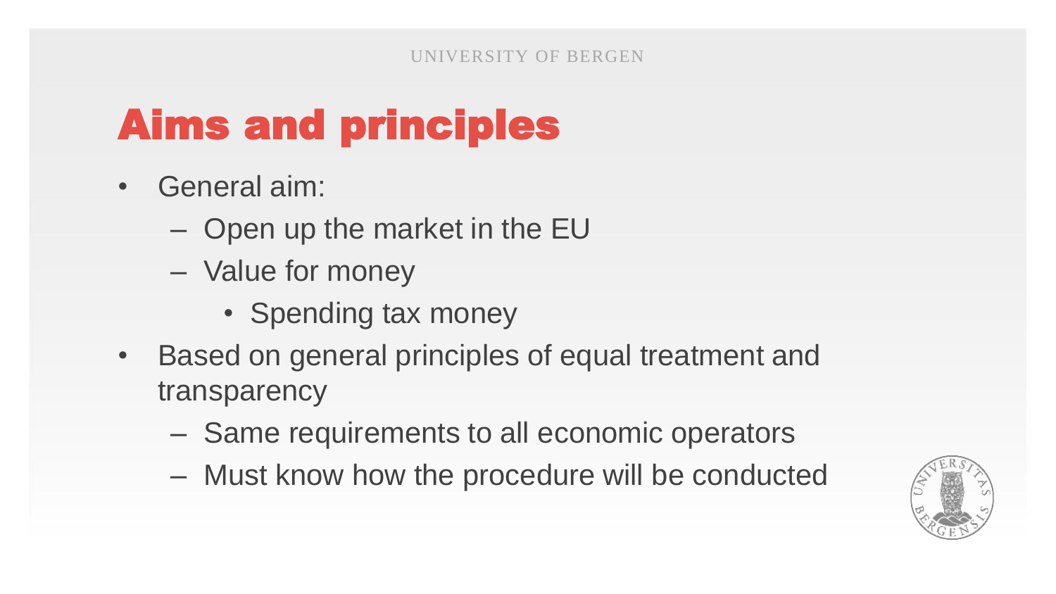# Aims and principles

- General aim:
  - Open up the market in the EU
  - Value for money
    - Spending tax money
- Based on general principles of equal treatment and transparency
  - Same requirements to all economic operators
  - Must know how the procedure will be conducted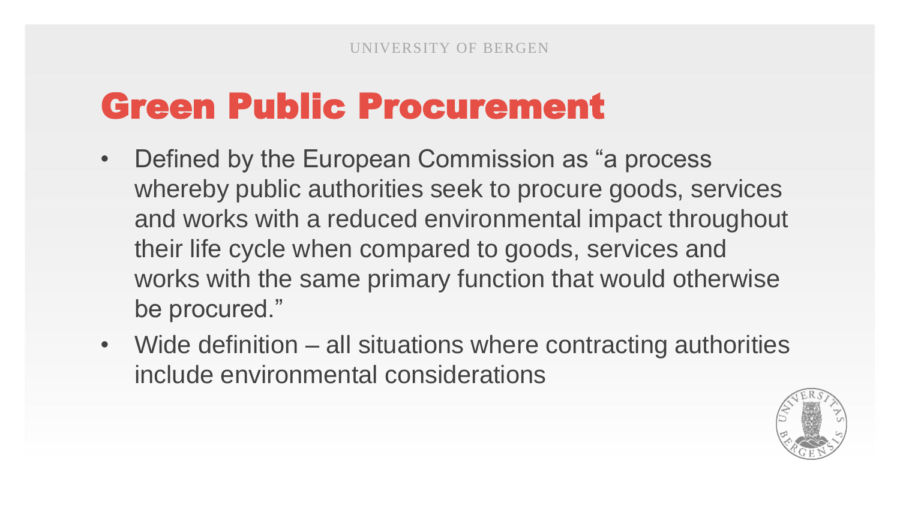# Green Public Procurement

- Defined by the European Commission as "a process whereby public authorities seek to procure goods, services and works with a reduced environmental impact throughout their life cycle when compared to goods, services and works with the same primary function that would otherwise be procured."
- Wide definition – all situations where contracting authorities include environmental considerations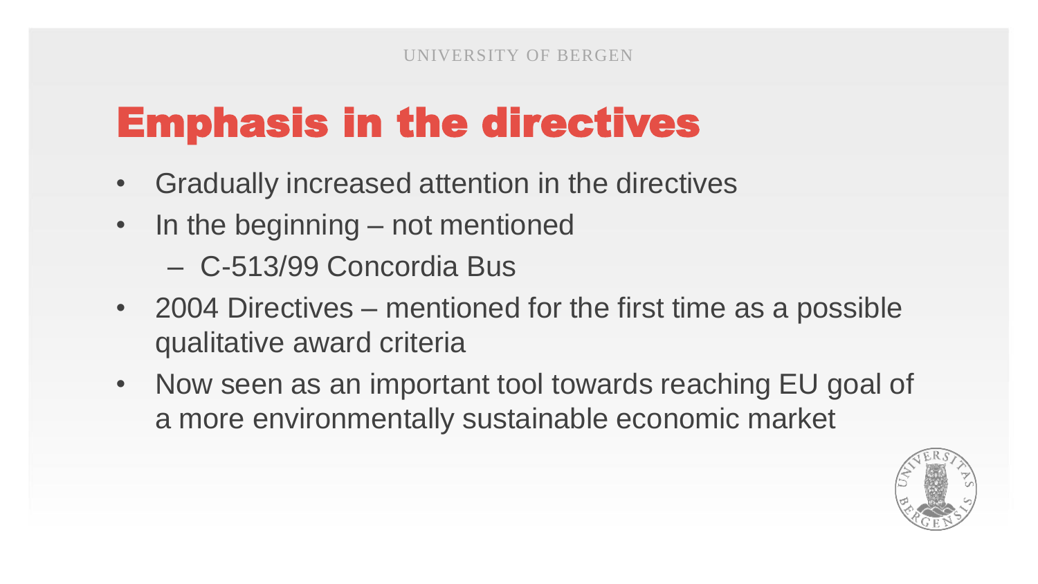# Emphasis in the directives

- Gradually increased attention in the directives
- In the beginning – not mentioned
  - C-513/99 Concordia Bus
- 2004 Directives – mentioned for the first time as a possible qualitative award criteria
- Now seen as an important tool towards reaching EU goal of a more environmentally sustainable economic market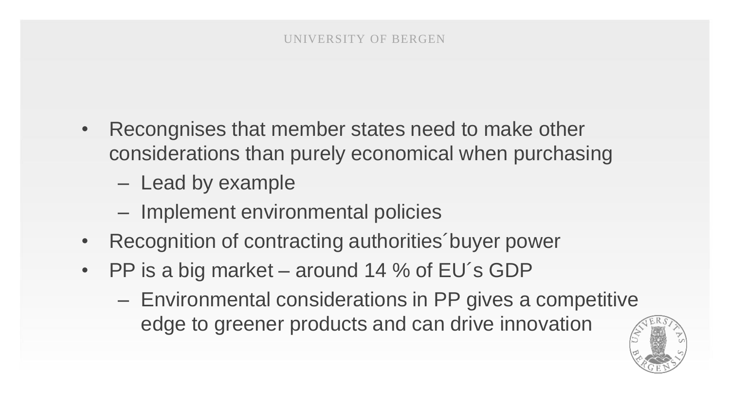- Recongnises that member states need to make other considerations than purely economical when purchasing
  - Lead by example
  - Implement environmental policies
- Recognition of contracting authorities´buyer power
- PP is a big market – around 14 % of EU´s GDP
  - Environmental considerations in PP gives a competitive edge to greener products and can drive innovation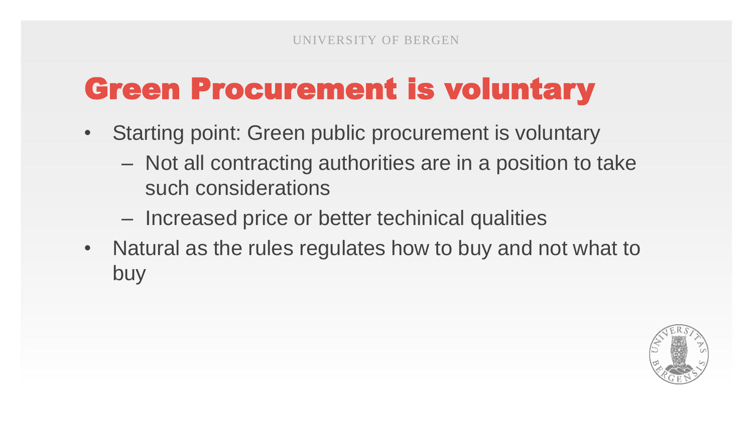# Green Procurement is voluntary

- Starting point: Green public procurement is voluntary
  - Not all contracting authorities are in a position to take such considerations
  - Increased price or better techinical qualities
- Natural as the rules regulates how to buy and not what to buy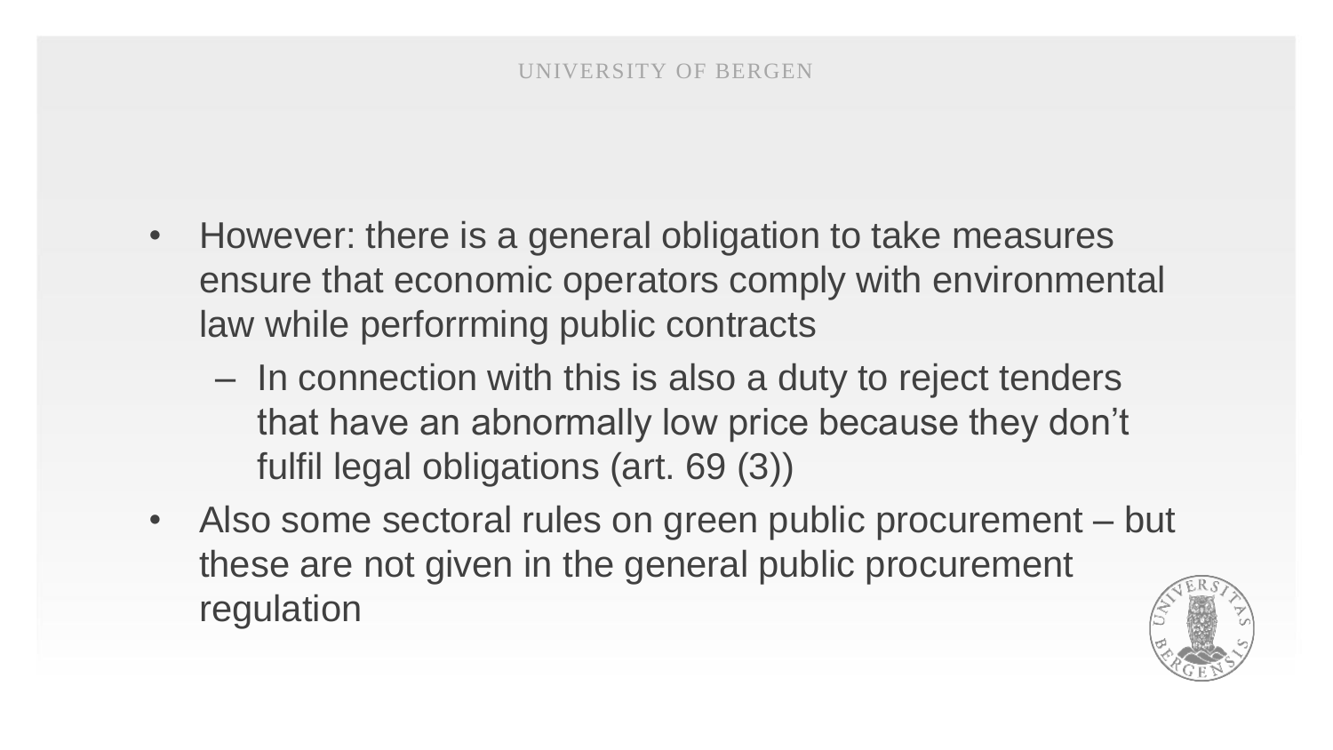- However: there is a general obligation to take measures ensure that economic operators comply with environmental law while perforrming public contracts
  - In connection with this is also a duty to reject tenders that have an abnormally low price because they don’t fulfil legal obligations (art. 69 (3))
- Also some sectoral rules on green public procurement – but these are not given in the general public procurement regulation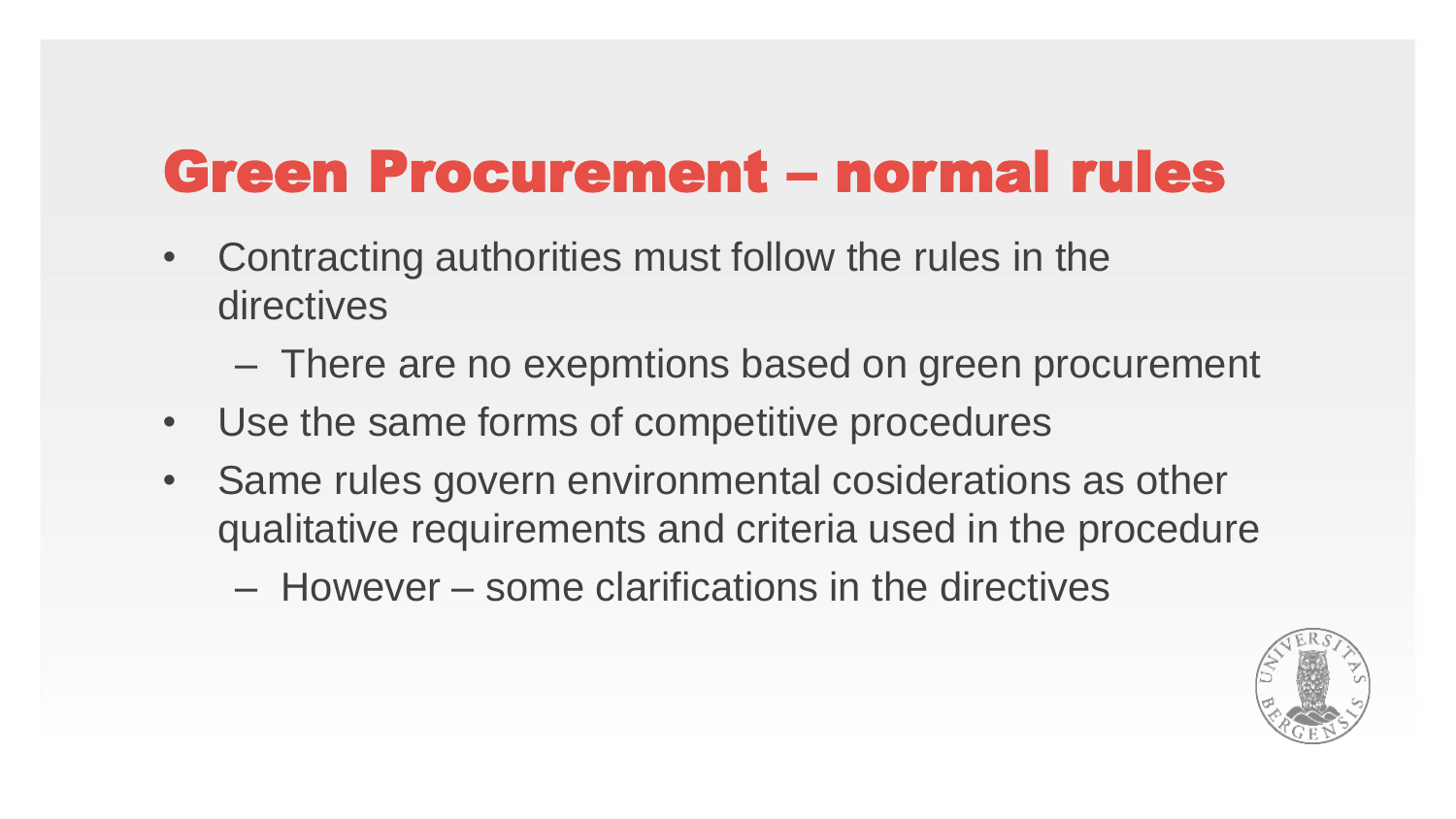# Green Procurement – normal rules

- Contracting authorities must follow the rules in the directives
  - There are no exepmtions based on green procurement
- Use the same forms of competitive procedures
- Same rules govern environmental cosiderations as other qualitative requirements and criteria used in the procedure
  - However – some clarifications in the directives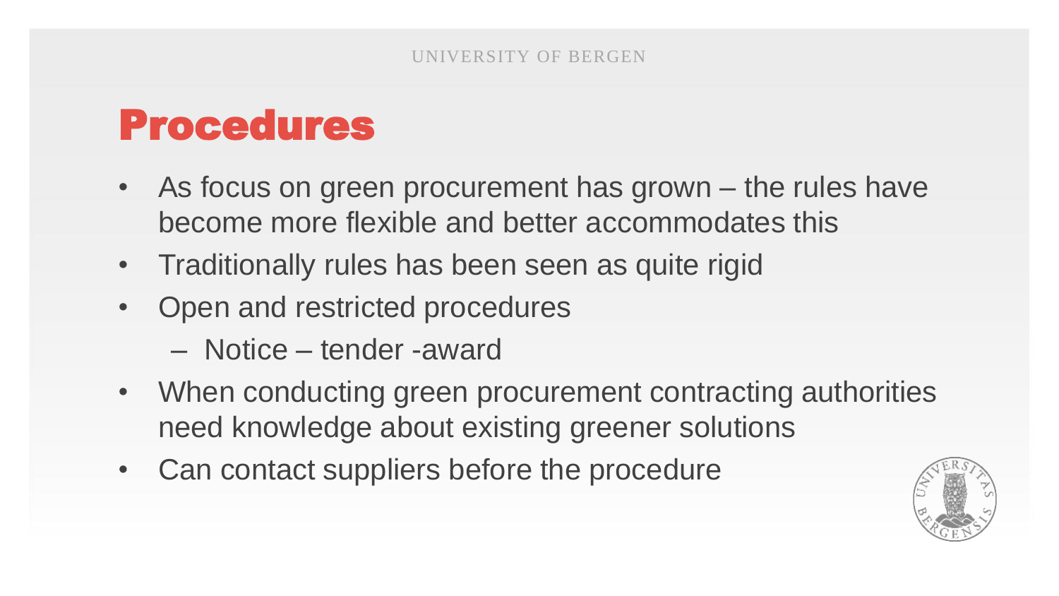# Procedures

- As focus on green procurement has grown – the rules have become more flexible and better accommodates this
- Traditionally rules has been seen as quite rigid
- Open and restricted procedures
  - Notice – tender -award
- When conducting green procurement contracting authorities need knowledge about existing greener solutions
- Can contact suppliers before the procedure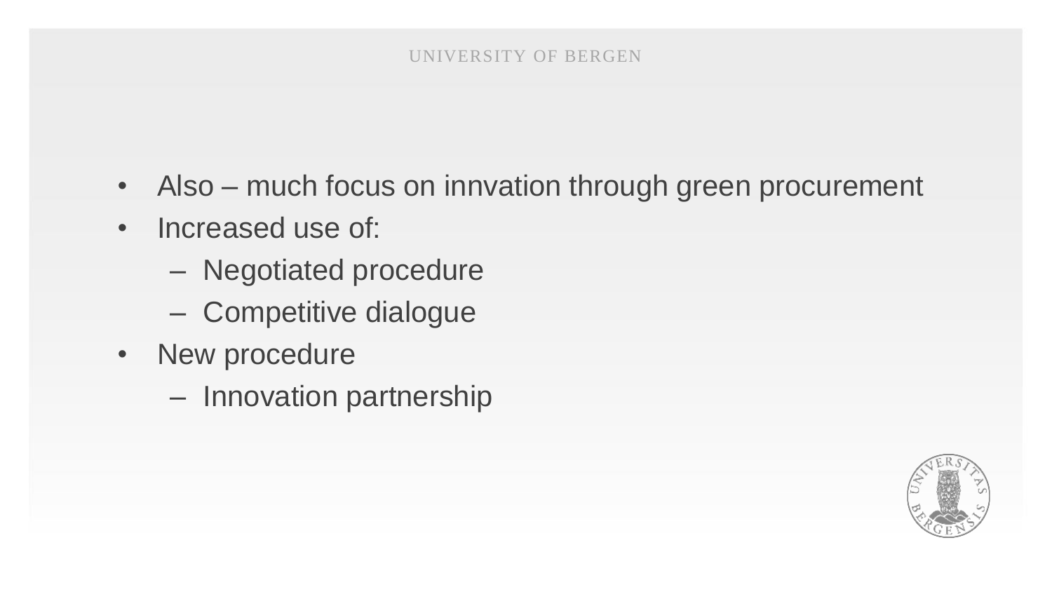- Also – much focus on innvation through green procurement
- Increased use of:
  - Negotiated procedure
  - Competitive dialogue
- New procedure
  - Innovation partnership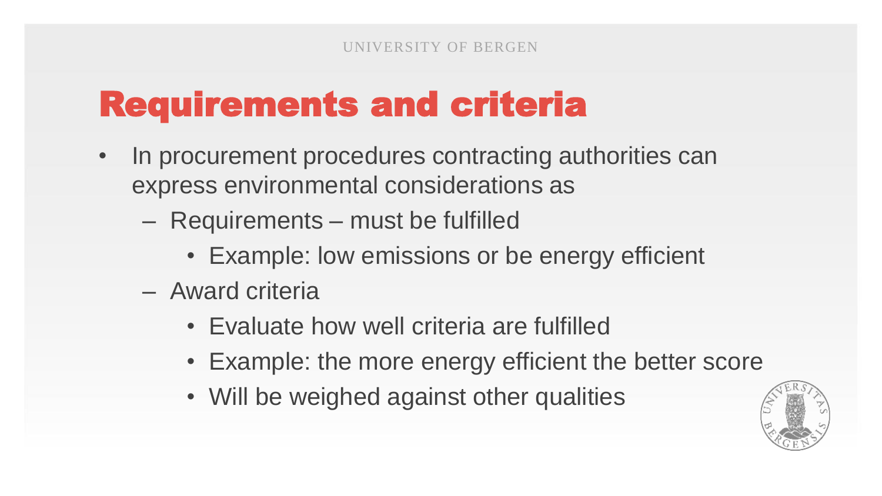# Requirements and criteria

- In procurement procedures contracting authorities can express environmental considerations as
  - Requirements – must be fulfilled
    - Example: low emissions or be energy efficient
  - Award criteria
    - Evaluate how well criteria are fulfilled
    - Example: the more energy efficient the better score
    - Will be weighed against other qualities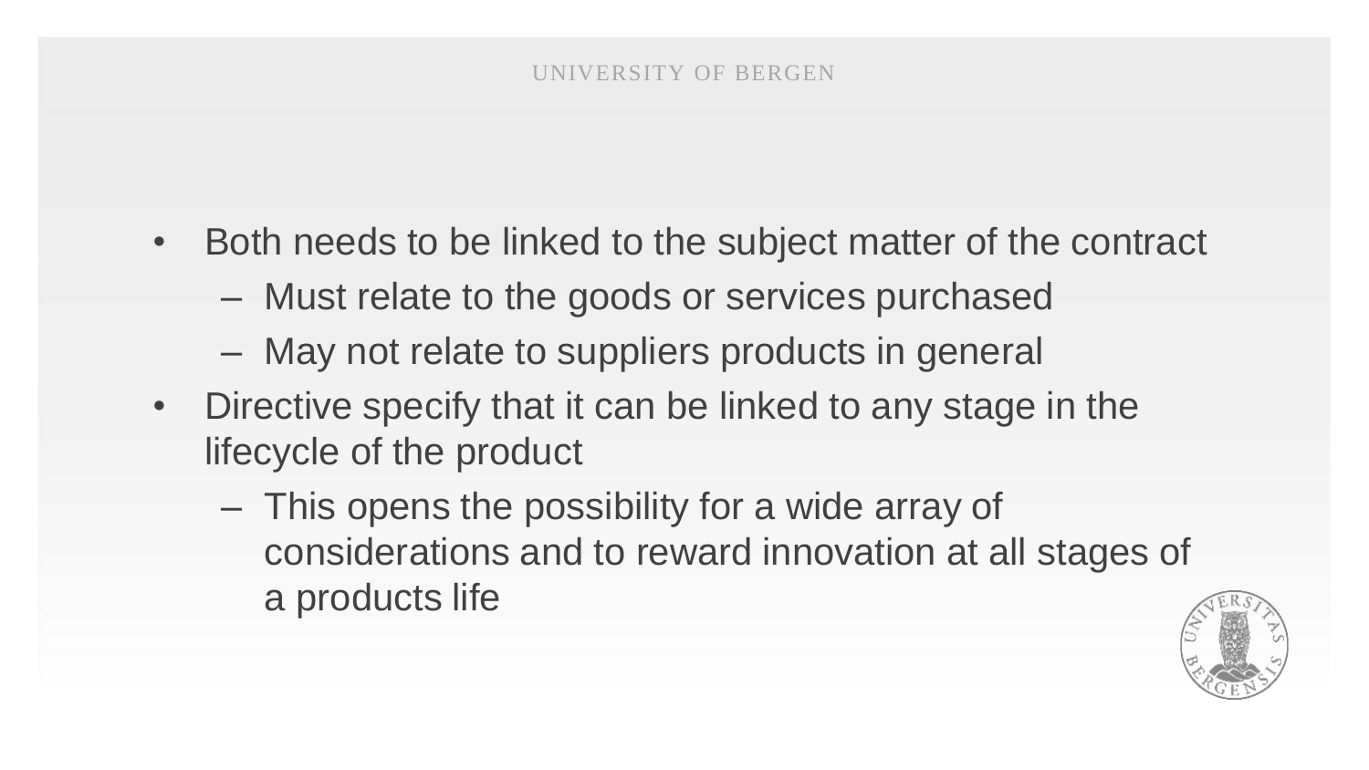- Both needs to be linked to the subject matter of the contract
  - Must relate to the goods or services purchased
  - May not relate to suppliers products in general
- Directive specify that it can be linked to any stage in the lifecycle of the product
  - This opens the possibility for a wide array of considerations and to reward innovation at all stages of a products life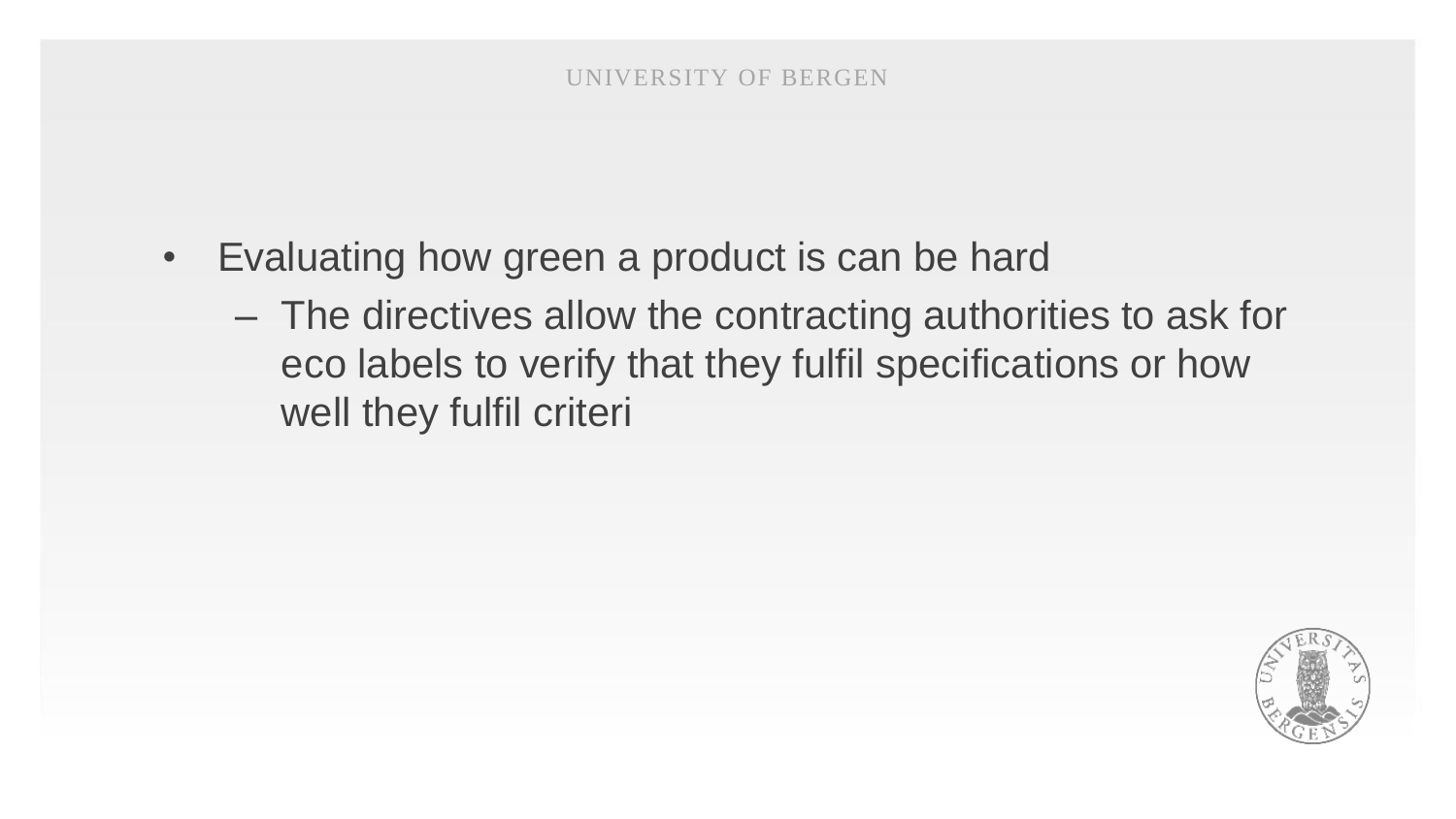- Evaluating how green a product is can be hard
  - The directives allow the contracting authorities to ask for eco labels to verify that they fulfil specifications or how well they fulfil criteri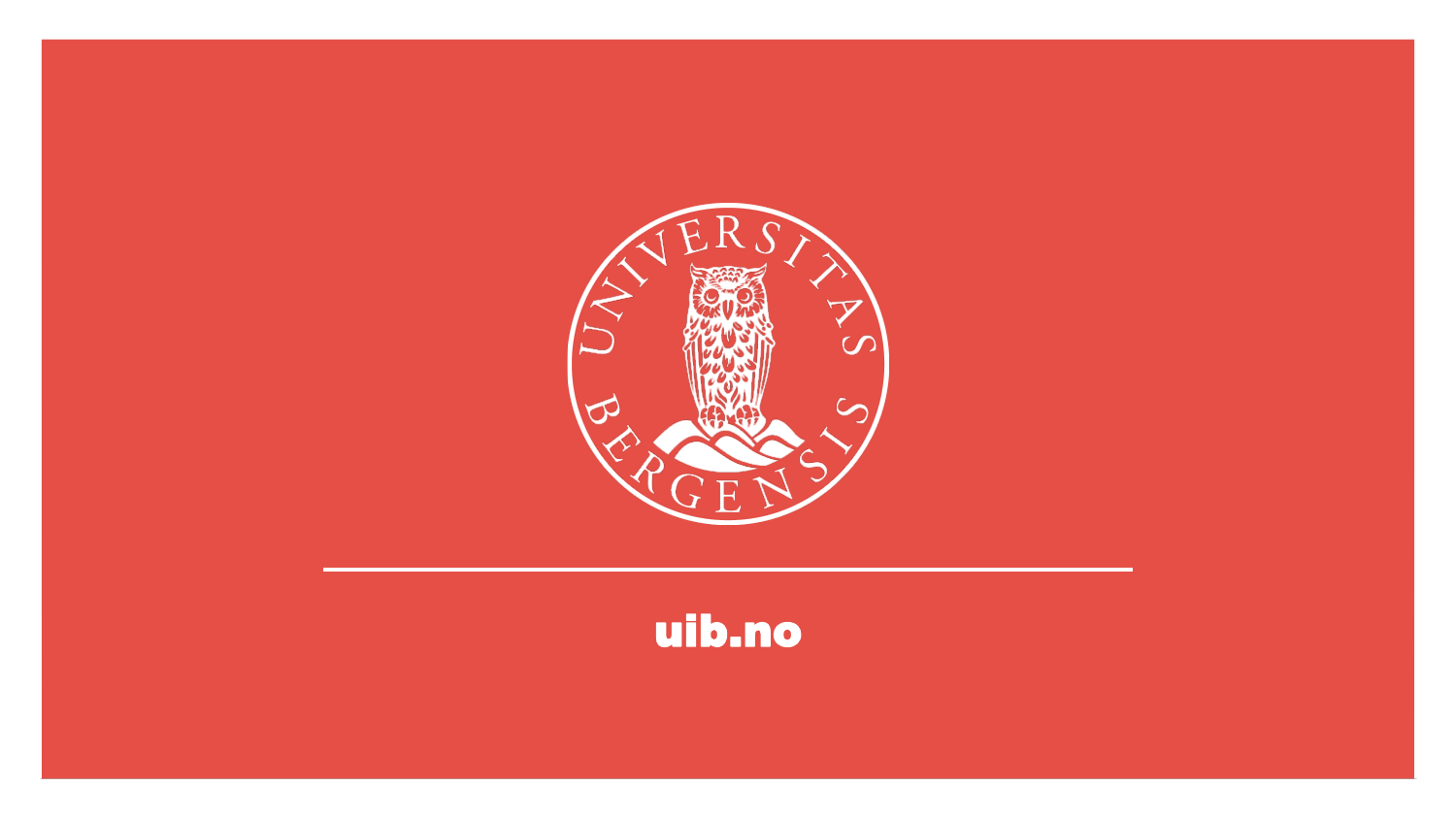UNIVERSITAS BERGENSIS

uib.no